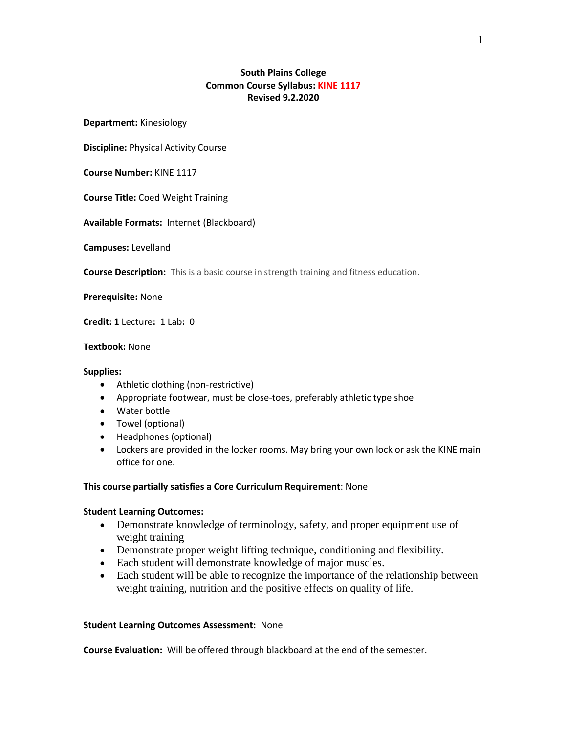**South Plains College**
**Common Course Syllabus: KINE 1117**
**Revised 9.2.2020**

**Department:** Kinesiology

**Discipline:** Physical Activity Course

**Course Number:** KINE 1117

**Course Title:** Coed Weight Training

**Available Formats:** Internet (Blackboard)

**Campuses:** Levelland

**Course Description:** This is a basic course in strength training and fitness education.

**Prerequisite:** None

**Credit: 1** Lecture**:** 1 Lab**:** 0

**Textbook:** None

**Supplies:**

- Athletic clothing (non-restrictive)
- Appropriate footwear, must be close-toes, preferably athletic type shoe
- Water bottle
- Towel (optional)
- Headphones (optional)
- Lockers are provided in the locker rooms. May bring your own lock or ask the KINE main office for one.

**This course partially satisfies a Core Curriculum Requirement**: None

**Student Learning Outcomes:**

- Demonstrate knowledge of terminology, safety, and proper equipment use of weight training
- Demonstrate proper weight lifting technique, conditioning and flexibility.
- Each student will demonstrate knowledge of major muscles.
- Each student will be able to recognize the importance of the relationship between weight training, nutrition and the positive effects on quality of life.

**Student Learning Outcomes Assessment:** None

**Course Evaluation:** Will be offered through blackboard at the end of the semester.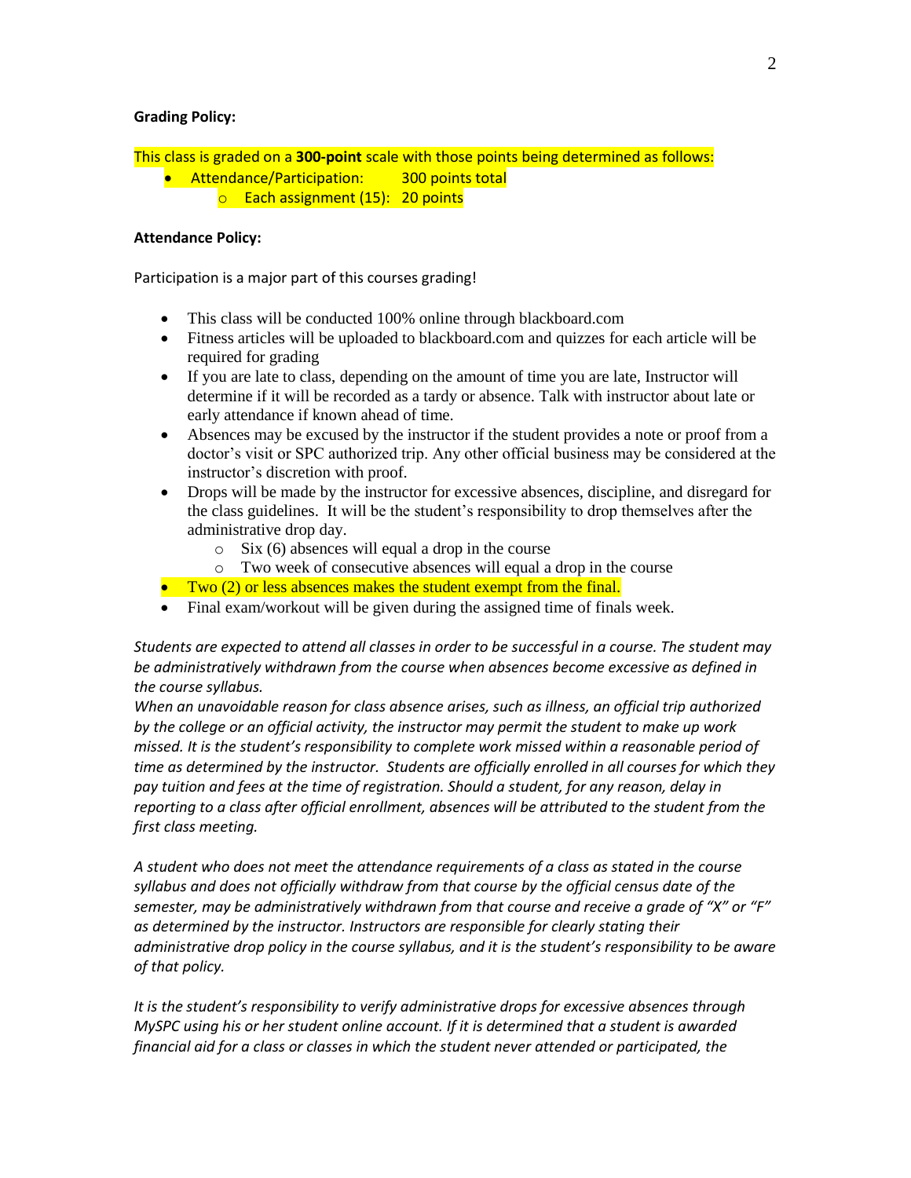**Grading Policy:**

This class is graded on a **300-point** scale with those points being determined as follows:

- Attendance/Participation: 300 points total
    - Each assignment (15): 20 points

**Attendance Policy:**

Participation is a major part of this courses grading!

- This class will be conducted 100% online through blackboard.com
- Fitness articles will be uploaded to blackboard.com and quizzes for each article will be required for grading
- If you are late to class, depending on the amount of time you are late, Instructor will determine if it will be recorded as a tardy or absence. Talk with instructor about late or early attendance if known ahead of time.
- Absences may be excused by the instructor if the student provides a note or proof from a doctor's visit or SPC authorized trip. Any other official business may be considered at the instructor's discretion with proof.
- Drops will be made by the instructor for excessive absences, discipline, and disregard for the class guidelines. It will be the student's responsibility to drop themselves after the administrative drop day.
    - Six (6) absences will equal a drop in the course
    - Two week of consecutive absences will equal a drop in the course
- Two (2) or less absences makes the student exempt from the final.
- Final exam/workout will be given during the assigned time of finals week.

*Students are expected to attend all classes in order to be successful in a course. The student may be administratively withdrawn from the course when absences become excessive as defined in the course syllabus.*
*When an unavoidable reason for class absence arises, such as illness, an official trip authorized by the college or an official activity, the instructor may permit the student to make up work missed. It is the student's responsibility to complete work missed within a reasonable period of time as determined by the instructor. Students are officially enrolled in all courses for which they pay tuition and fees at the time of registration. Should a student, for any reason, delay in reporting to a class after official enrollment, absences will be attributed to the student from the first class meeting.*

*A student who does not meet the attendance requirements of a class as stated in the course syllabus and does not officially withdraw from that course by the official census date of the semester, may be administratively withdrawn from that course and receive a grade of "X" or "F" as determined by the instructor. Instructors are responsible for clearly stating their administrative drop policy in the course syllabus, and it is the student's responsibility to be aware of that policy.*

*It is the student's responsibility to verify administrative drops for excessive absences through MySPC using his or her student online account. If it is determined that a student is awarded financial aid for a class or classes in which the student never attended or participated, the*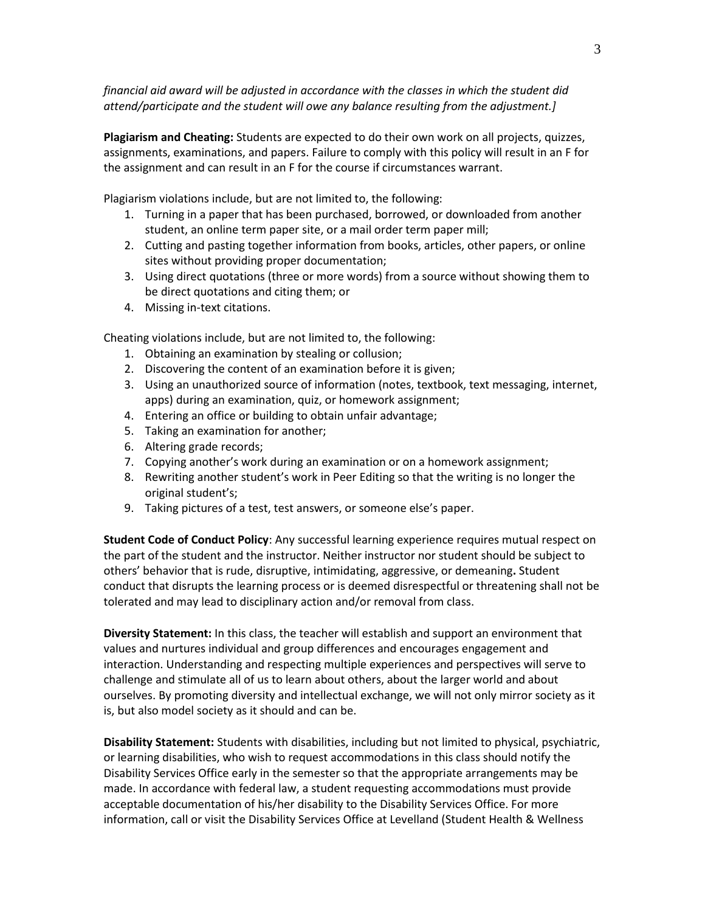*financial aid award will be adjusted in accordance with the classes in which the student did attend/participate and the student will owe any balance resulting from the adjustment.]*

**Plagiarism and Cheating:** Students are expected to do their own work on all projects, quizzes, assignments, examinations, and papers. Failure to comply with this policy will result in an F for the assignment and can result in an F for the course if circumstances warrant.

Plagiarism violations include, but are not limited to, the following:

1. Turning in a paper that has been purchased, borrowed, or downloaded from another student, an online term paper site, or a mail order term paper mill;
2. Cutting and pasting together information from books, articles, other papers, or online sites without providing proper documentation;
3. Using direct quotations (three or more words) from a source without showing them to be direct quotations and citing them; or
4. Missing in-text citations.

Cheating violations include, but are not limited to, the following:

1. Obtaining an examination by stealing or collusion;
2. Discovering the content of an examination before it is given;
3. Using an unauthorized source of information (notes, textbook, text messaging, internet, apps) during an examination, quiz, or homework assignment;
4. Entering an office or building to obtain unfair advantage;
5. Taking an examination for another;
6. Altering grade records;
7. Copying another's work during an examination or on a homework assignment;
8. Rewriting another student's work in Peer Editing so that the writing is no longer the original student's;
9. Taking pictures of a test, test answers, or someone else's paper.

**Student Code of Conduct Policy**: Any successful learning experience requires mutual respect on the part of the student and the instructor. Neither instructor nor student should be subject to others' behavior that is rude, disruptive, intimidating, aggressive, or demeaning**.** Student conduct that disrupts the learning process or is deemed disrespectful or threatening shall not be tolerated and may lead to disciplinary action and/or removal from class.

**Diversity Statement:** In this class, the teacher will establish and support an environment that values and nurtures individual and group differences and encourages engagement and interaction. Understanding and respecting multiple experiences and perspectives will serve to challenge and stimulate all of us to learn about others, about the larger world and about ourselves. By promoting diversity and intellectual exchange, we will not only mirror society as it is, but also model society as it should and can be.

**Disability Statement:** Students with disabilities, including but not limited to physical, psychiatric, or learning disabilities, who wish to request accommodations in this class should notify the Disability Services Office early in the semester so that the appropriate arrangements may be made. In accordance with federal law, a student requesting accommodations must provide acceptable documentation of his/her disability to the Disability Services Office. For more information, call or visit the Disability Services Office at Levelland (Student Health & Wellness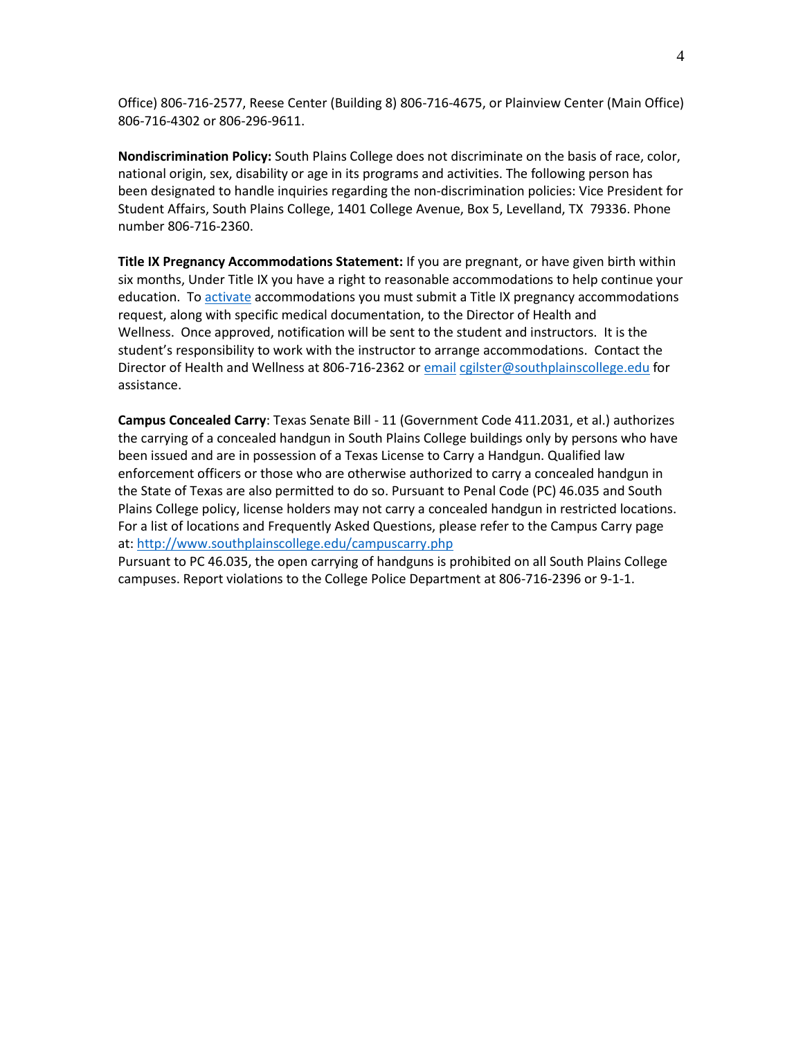Office) 806-716-2577, Reese Center (Building 8) 806-716-4675, or Plainview Center (Main Office) 806-716-4302 or 806-296-9611.

**Nondiscrimination Policy:** South Plains College does not discriminate on the basis of race, color, national origin, sex, disability or age in its programs and activities. The following person has been designated to handle inquiries regarding the non-discrimination policies: Vice President for Student Affairs, South Plains College, 1401 College Avenue, Box 5, Levelland, TX 79336. Phone number 806-716-2360.

**Title IX Pregnancy Accommodations Statement:** If you are pregnant, or have given birth within six months, Under Title IX you have a right to reasonable accommodations to help continue your education. To activate accommodations you must submit a Title IX pregnancy accommodations request, along with specific medical documentation, to the Director of Health and Wellness. Once approved, notification will be sent to the student and instructors. It is the student's responsibility to work with the instructor to arrange accommodations. Contact the Director of Health and Wellness at 806-716-2362 or email cgilster@southplainscollege.edu for assistance.

**Campus Concealed Carry**: Texas Senate Bill - 11 (Government Code 411.2031, et al.) authorizes the carrying of a concealed handgun in South Plains College buildings only by persons who have been issued and are in possession of a Texas License to Carry a Handgun. Qualified law enforcement officers or those who are otherwise authorized to carry a concealed handgun in the State of Texas are also permitted to do so. Pursuant to Penal Code (PC) 46.035 and South Plains College policy, license holders may not carry a concealed handgun in restricted locations. For a list of locations and Frequently Asked Questions, please refer to the Campus Carry page at: http://www.southplainscollege.edu/campuscarry.php

Pursuant to PC 46.035, the open carrying of handguns is prohibited on all South Plains College campuses. Report violations to the College Police Department at 806-716-2396 or 9-1-1.